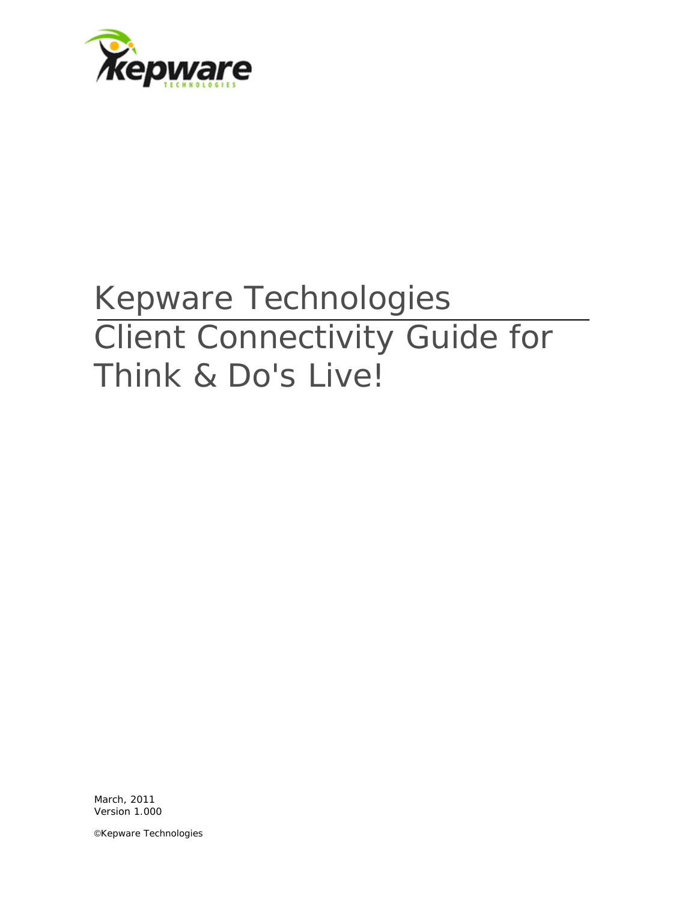# Kepware Technologies

# Client Connectivity Guide for Think & Do's Live!

March, 2011
Version 1.000

©Kepware Technologies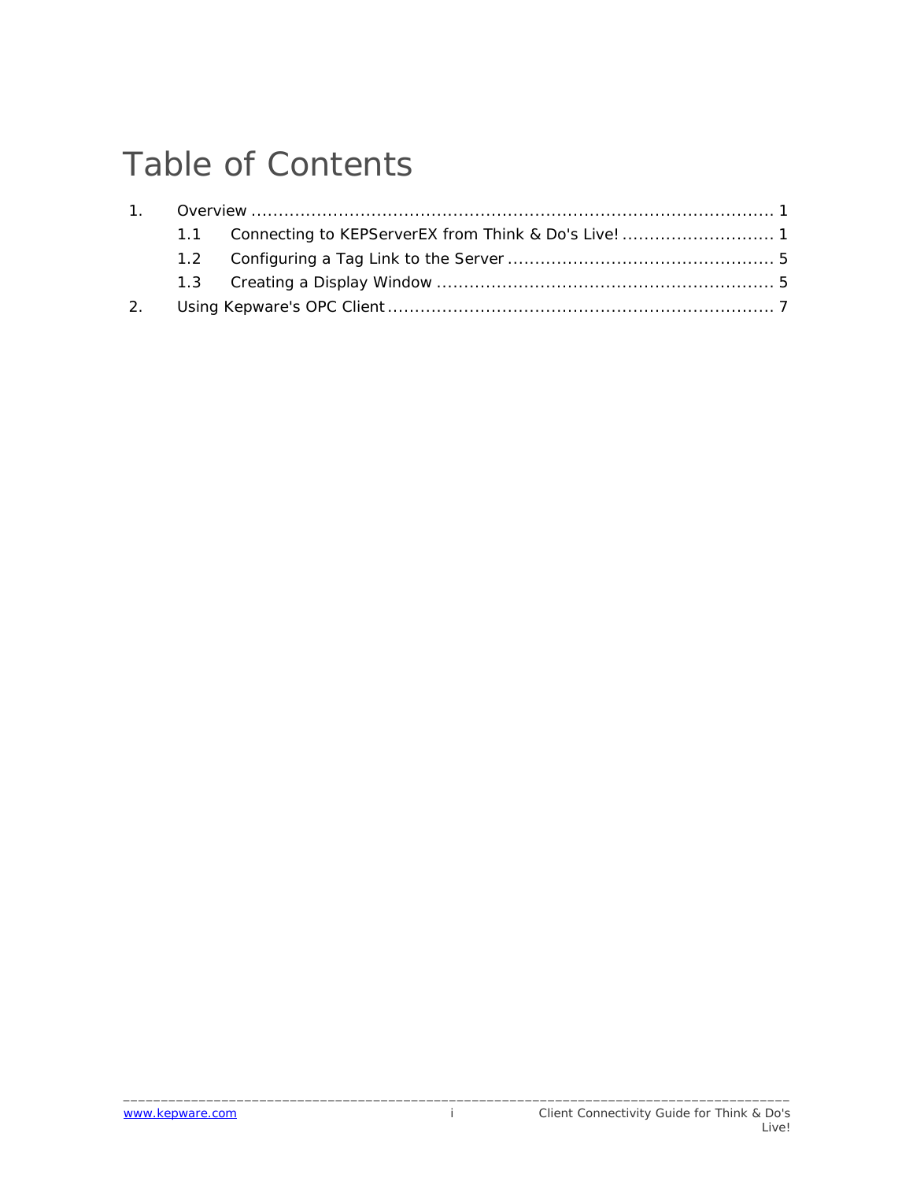# Table of Contents

1. Overview ..................................................................................... 1
   1.1 Connecting to KEPServerEX from Think & Do's Live! ........................... 1
   1.2 Configuring a Tag Link to the Server ................................................ 5
   1.3 Creating a Display Window ............................................................ 5
2. Using Kepware's OPC Client ...................................................................... 7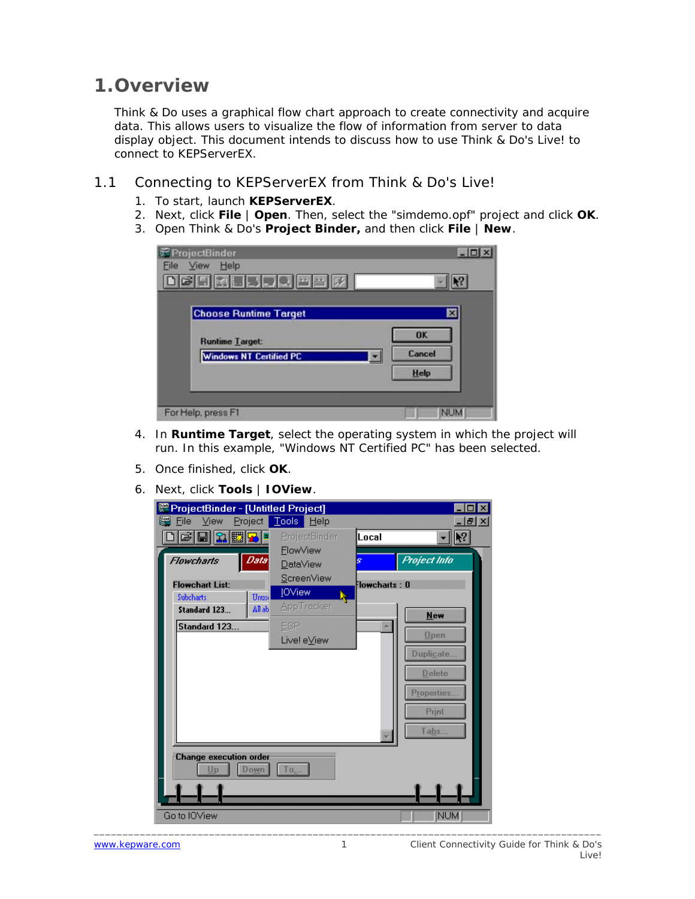# 1. Overview

Think & Do uses a graphical flow chart approach to create connectivity and acquire data. This allows users to visualize the flow of information from server to data display object. This document intends to discuss how to use Think & Do's Live! to connect to KEPServerEX.

## 1.1 Connecting to KEPServerEX from Think & Do's Live!

1. To start, launch **KEPServerEX**.
2. Next, click **File** | **Open**. Then, select the "simdemo.opf" project and click **OK**.
3. Open Think & Do's **Project Binder,** and then click **File** | **New**.
4. In **Runtime Target**, select the operating system in which the project will run. In this example, "Windows NT Certified PC" has been selected.
5. Once finished, click **OK**.
6. Next, click **Tools** | **IOView**.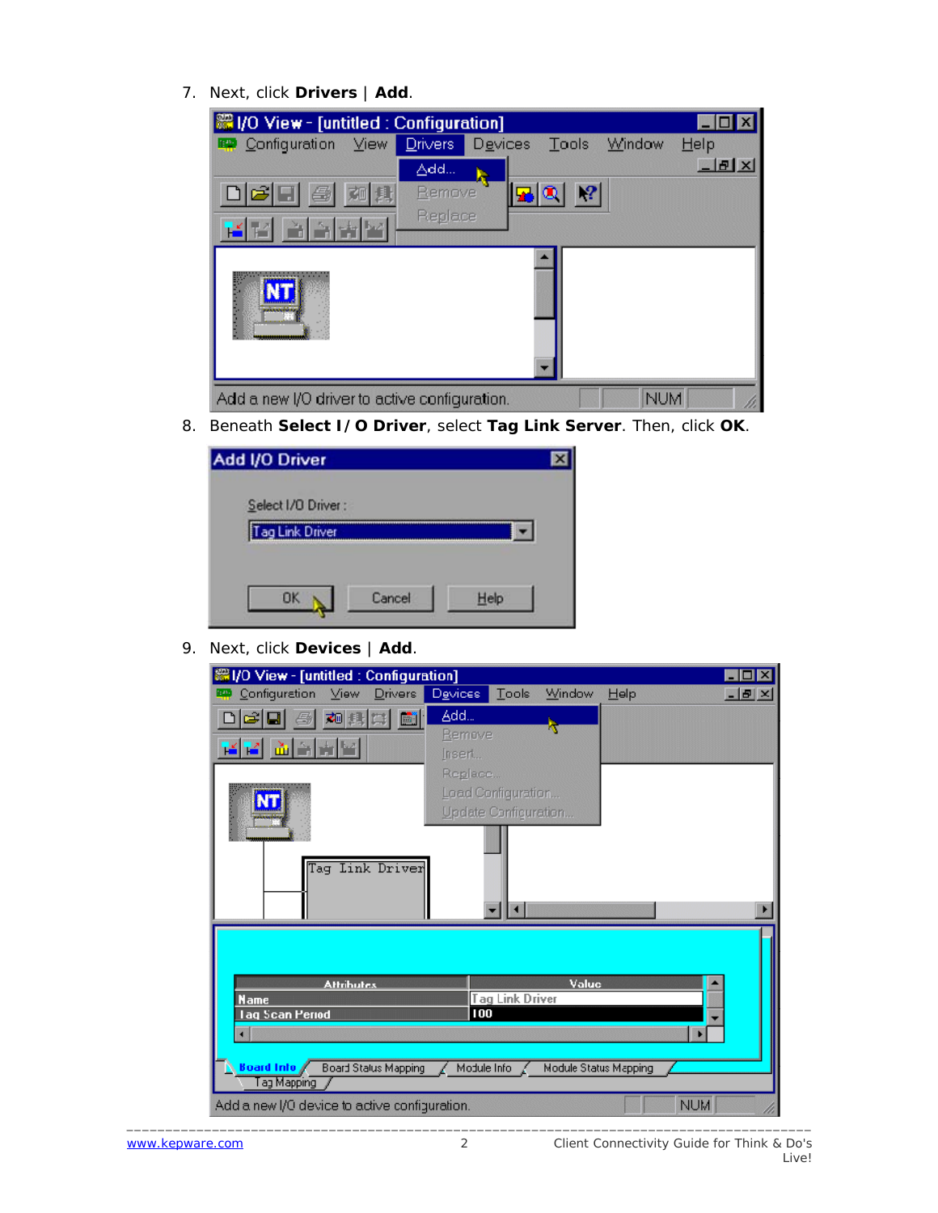7. Next, click **Drivers** | **Add**.

8. Beneath **Select I/O Driver**, select **Tag Link Server**. Then, click **OK**.

9. Next, click **Devices** | **Add**.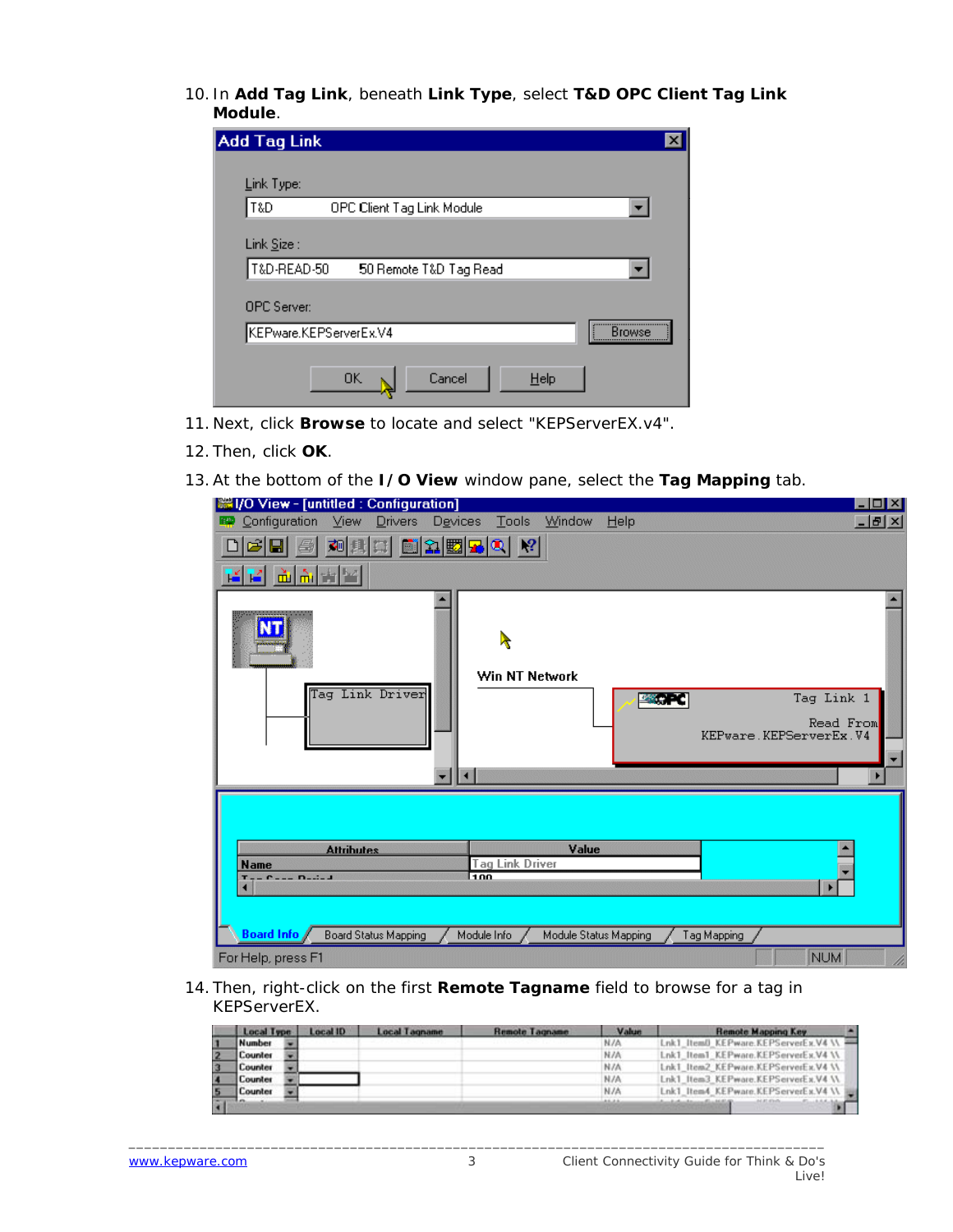10. In **Add Tag Link**, beneath **Link Type**, select **T&D OPC Client Tag Link Module**.

11. Next, click **Browse** to locate and select "KEPServerEX.v4".

12. Then, click **OK**.

13. At the bottom of the **I/O View** window pane, select the **Tag Mapping** tab.

14. Then, right-click on the first **Remote Tagname** field to browse for a tag in KEPServerEX.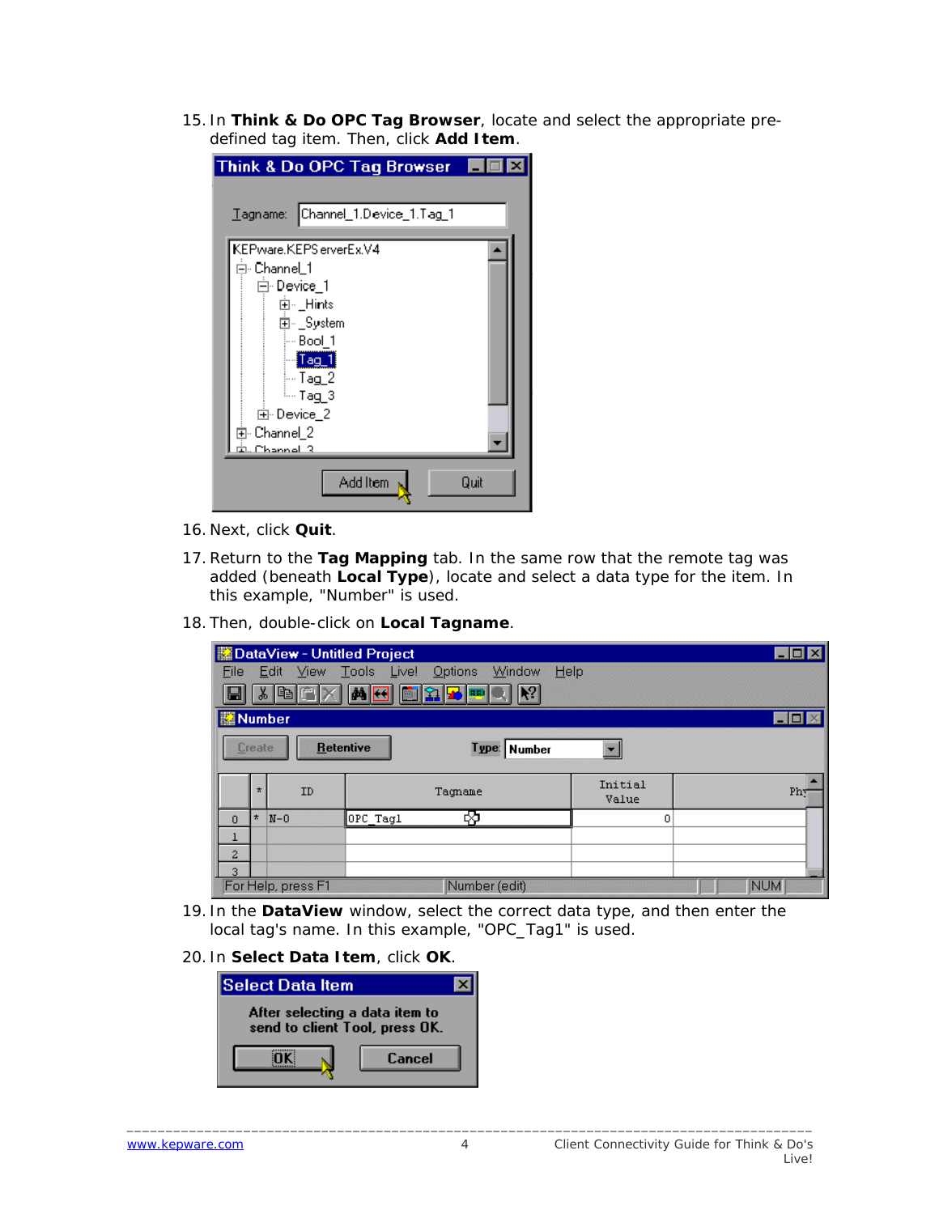15. In **Think & Do OPC Tag Browser**, locate and select the appropriate pre-defined tag item. Then, click **Add Item**.

16. Next, click **Quit**.

17. Return to the **Tag Mapping** tab. In the same row that the remote tag was added (beneath **Local Type**), locate and select a data type for the item. In this example, "Number" is used.

18. Then, double-click on **Local Tagname**.

19. In the **DataView** window, select the correct data type, and then enter the local tag's name. In this example, "OPC_Tag1" is used.

20. In **Select Data Item**, click **OK**.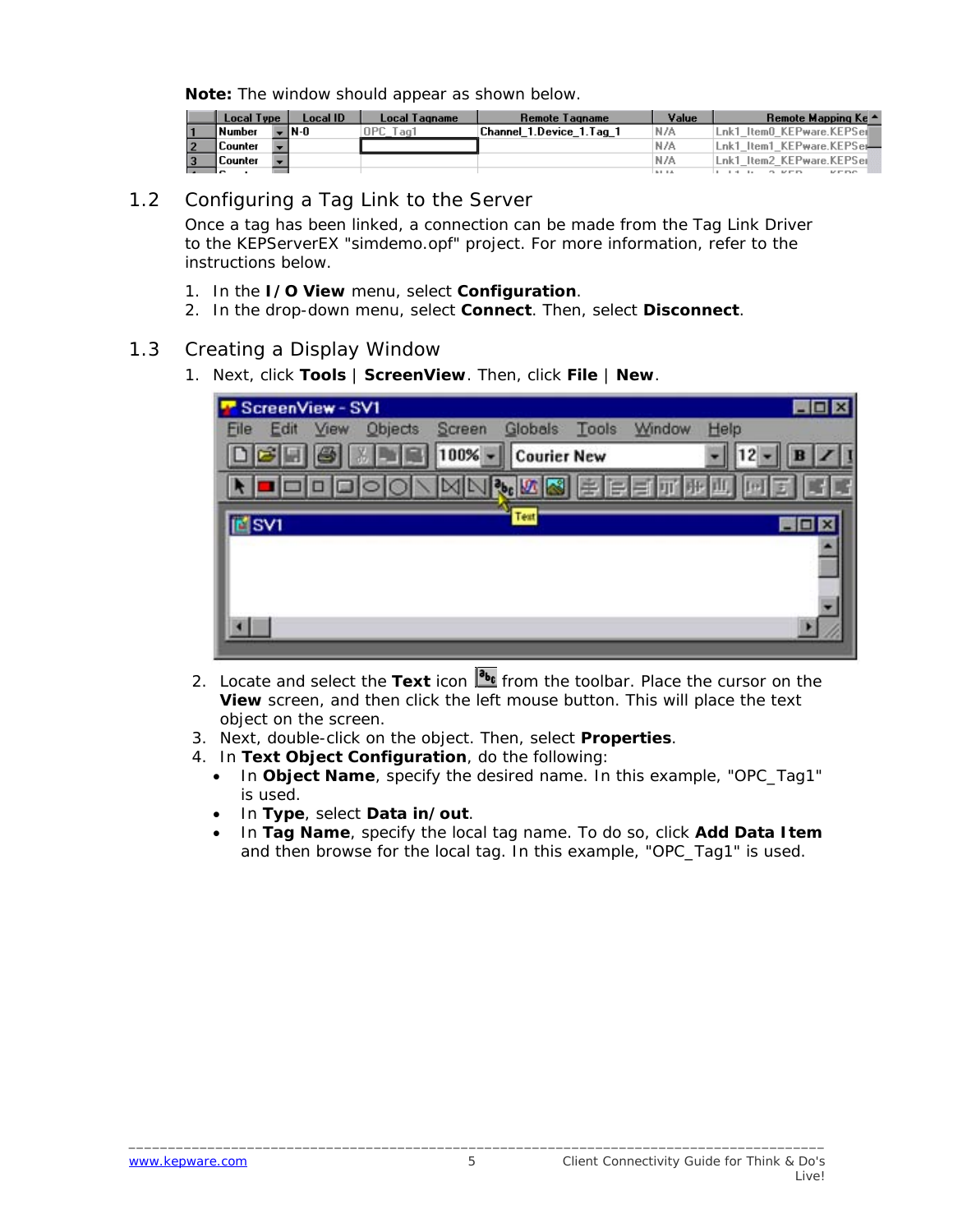**Note:** The window should appear as shown below.

## 1.2 Configuring a Tag Link to the Server

Once a tag has been linked, a connection can be made from the Tag Link Driver to the KEPServerEX "simdemo.opf" project. For more information, refer to the instructions below.

1. In the **I/O View** menu, select **Configuration**.
2. In the drop-down menu, select **Connect**. Then, select **Disconnect**.

## 1.3 Creating a Display Window

1. Next, click **Tools** | **ScreenView**. Then, click **File** | **New**.

2. Locate and select the **Text** icon from the toolbar. Place the cursor on the **View** screen, and then click the left mouse button. This will place the text object on the screen.
3. Next, double-click on the object. Then, select **Properties**.
4. In **Text Object Configuration**, do the following:
   - In **Object Name**, specify the desired name. In this example, "OPC_Tag1" is used.
   - In **Type**, select **Data in/out**.
   - In **Tag Name**, specify the local tag name. To do so, click **Add Data Item** and then browse for the local tag. In this example, "OPC_Tag1" is used.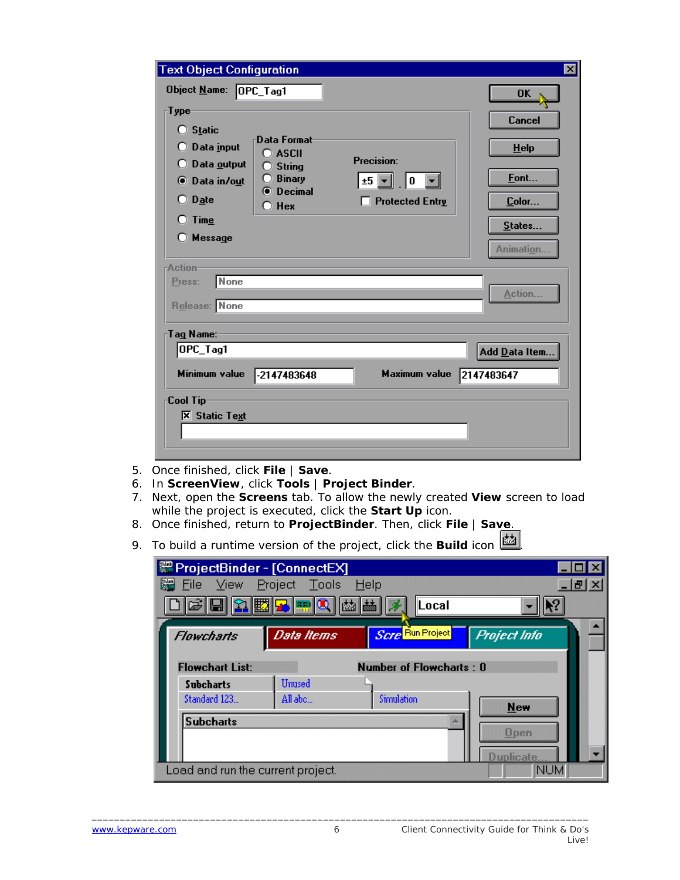5. Once finished, click **File** | **Save**.
6. In **ScreenView**, click **Tools** | **Project Binder**.
7. Next, open the **Screens** tab. To allow the newly created **View** screen to load while the project is executed, click the **Start Up** icon.
8. Once finished, return to **ProjectBinder**. Then, click **File** | **Save**.
9. To build a runtime version of the project, click the **Build** icon .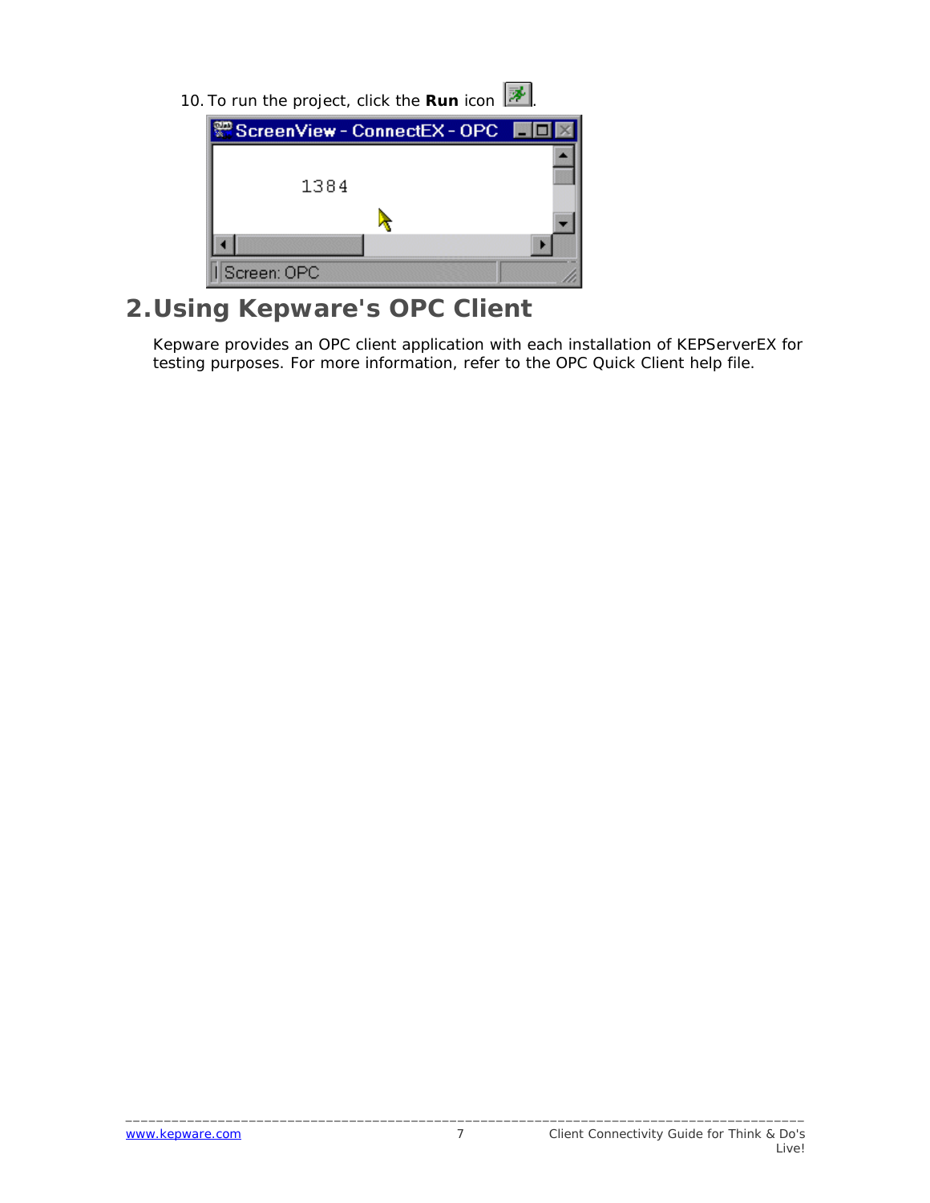10. To run the project, click the **Run** icon .

## 2. Using Kepware's OPC Client

Kepware provides an OPC client application with each installation of KEPServerEX for testing purposes. For more information, refer to the OPC Quick Client help file.